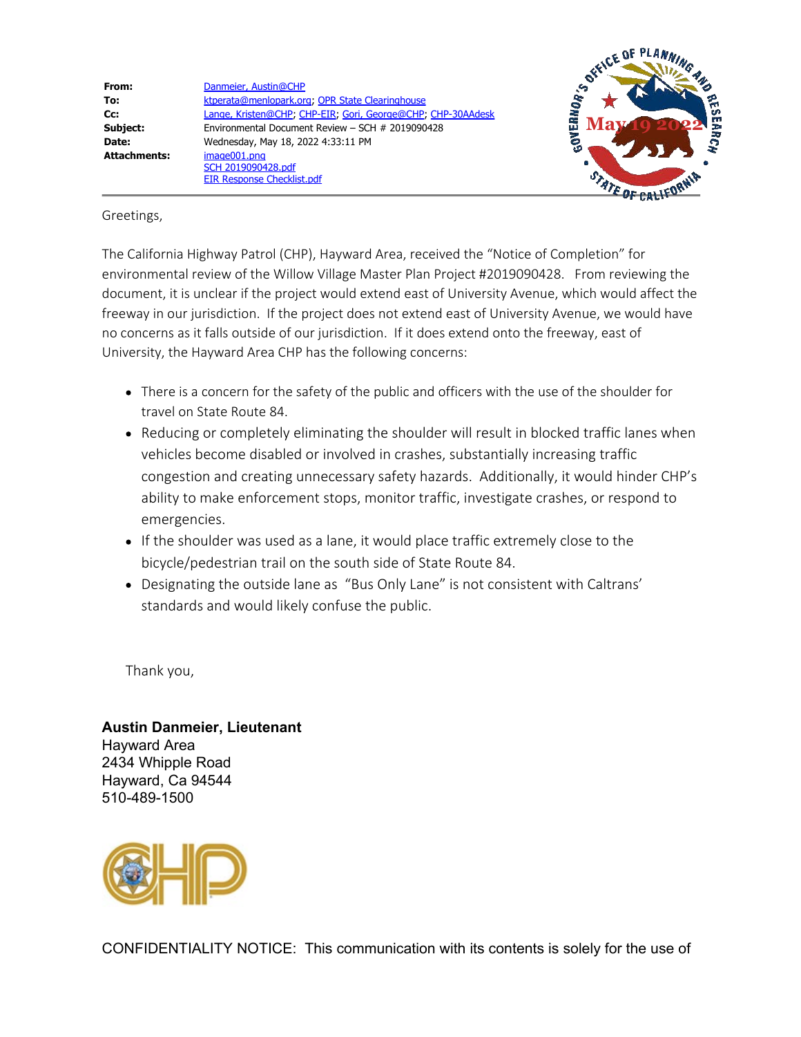| | |
|---|---|
| **From:** | Danmeier, Austin@CHP |
| **To:** | ktperata@menlopark.org; OPR State Clearinghouse |
| **Cc:** | Lange, Kristen@CHP; CHP-EIR; Gori, George@CHP; CHP-30AAdesk |
| **Subject:** | Environmental Document Review – SCH # 2019090428 |
| **Date:** | Wednesday, May 18, 2022 4:33:11 PM |
| **Attachments:** | image001.png<br>SCH 2019090428.pdf<br>EIR Response Checklist.pdf |

GOVERNOR'S OFFICE OF PLANNING AND RESEARCH

May 19 2022

STATE OF CALIFORNIA

Greetings,

The California Highway Patrol (CHP), Hayward Area, received the "Notice of Completion" for environmental review of the Willow Village Master Plan Project #2019090428. From reviewing the document, it is unclear if the project would extend east of University Avenue, which would affect the freeway in our jurisdiction. If the project does not extend east of University Avenue, we would have no concerns as it falls outside of our jurisdiction. If it does extend onto the freeway, east of University, the Hayward Area CHP has the following concerns:

- There is a concern for the safety of the public and officers with the use of the shoulder for travel on State Route 84.
- Reducing or completely eliminating the shoulder will result in blocked traffic lanes when vehicles become disabled or involved in crashes, substantially increasing traffic congestion and creating unnecessary safety hazards. Additionally, it would hinder CHP's ability to make enforcement stops, monitor traffic, investigate crashes, or respond to emergencies.
- If the shoulder was used as a lane, it would place traffic extremely close to the bicycle/pedestrian trail on the south side of State Route 84.
- Designating the outside lane as "Bus Only Lane" is not consistent with Caltrans' standards and would likely confuse the public.

Thank you,

**Austin Danmeier, Lieutenant**
Hayward Area
2434 Whipple Road
Hayward, Ca 94544
510-489-1500

CONFIDENTIALITY NOTICE: This communication with its contents is solely for the use of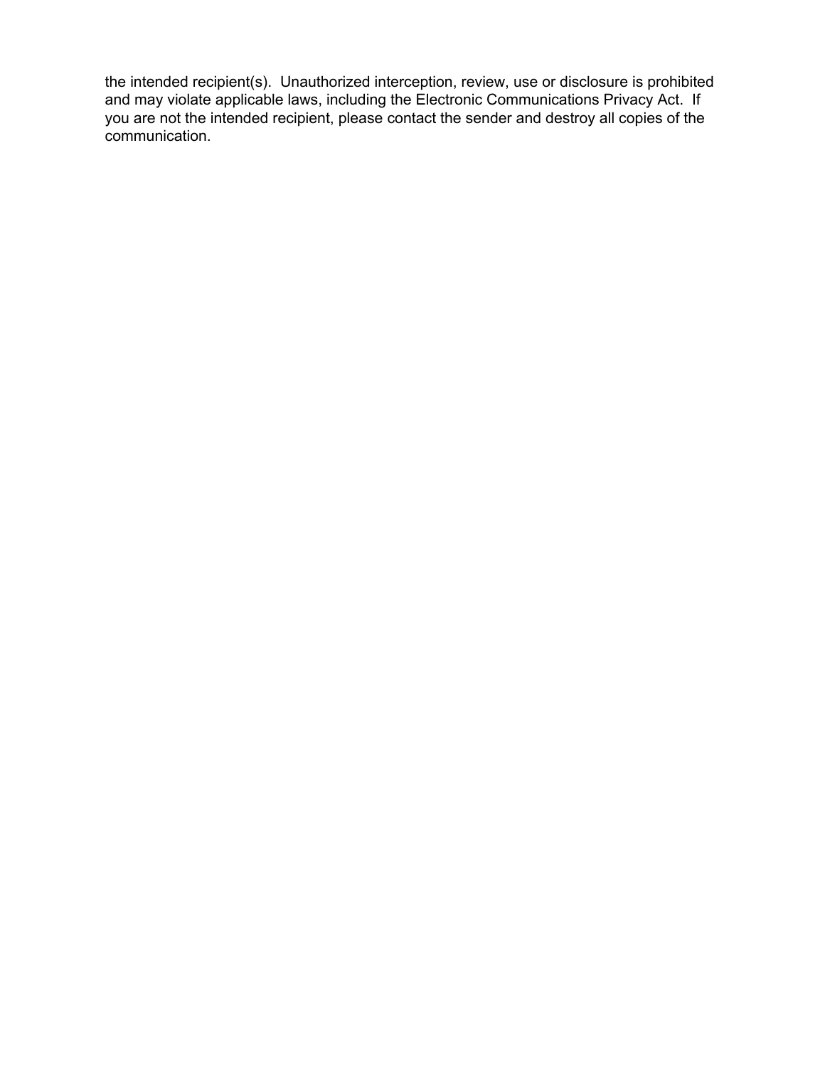the intended recipient(s). Unauthorized interception, review, use or disclosure is prohibited and may violate applicable laws, including the Electronic Communications Privacy Act. If you are not the intended recipient, please contact the sender and destroy all copies of the communication.